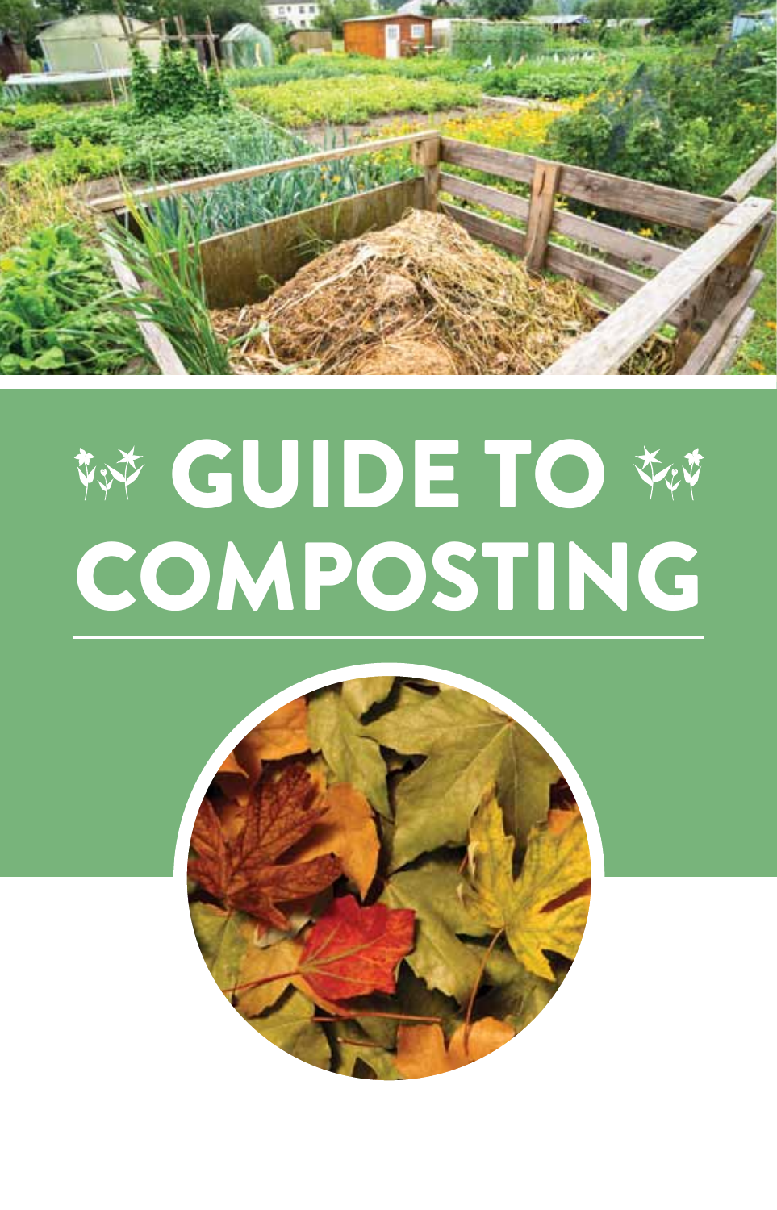# GUIDE TO COMPOSTING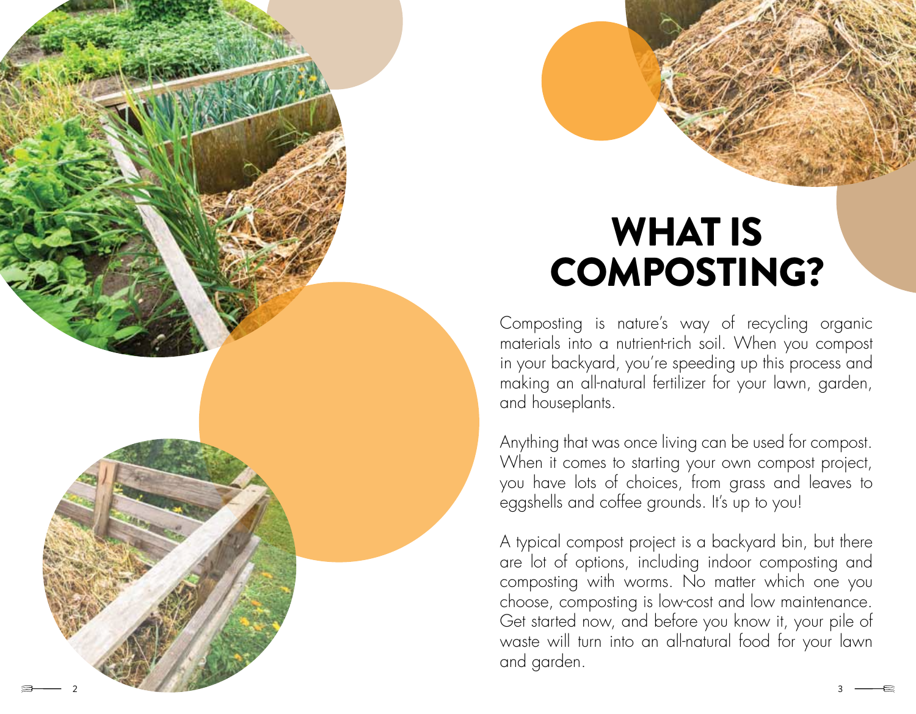# WHAT IS COMPOSTING?

Composting is nature's way of recycling organic materials into a nutrient-rich soil. When you compost in your backyard, you're speeding up this process and making an all-natural fertilizer for your lawn, garden, and houseplants.

Anything that was once living can be used for compost. When it comes to starting your own compost project, you have lots of choices, from grass and leaves to eggshells and coffee grounds. It's up to you!

A typical compost project is a backyard bin, but there are lot of options, including indoor composting and composting with worms. No matter which one you choose, composting is low-cost and low maintenance. Get started now, and before you know it, your pile of waste will turn into an all-natural food for your lawn and garden.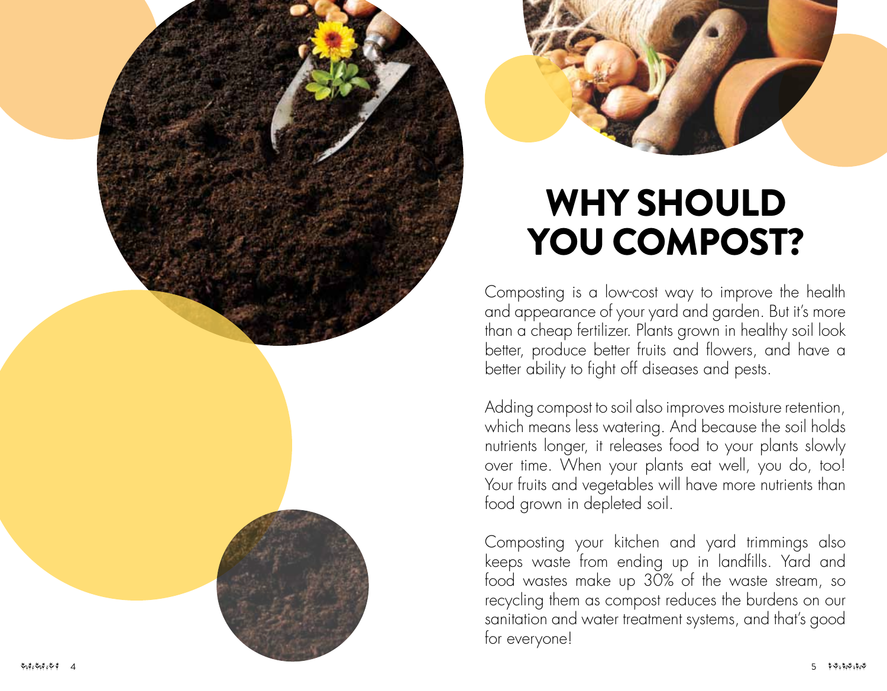# WHY SHOULD YOU COMPOST?

Composting is a low-cost way to improve the health and appearance of your yard and garden. But it's more than a cheap fertilizer. Plants grown in healthy soil look better, produce better fruits and flowers, and have a better ability to fight off diseases and pests.

Adding compost to soil also improves moisture retention, which means less watering. And because the soil holds nutrients longer, it releases food to your plants slowly over time. When your plants eat well, you do, too! Your fruits and vegetables will have more nutrients than food grown in depleted soil.

Composting your kitchen and yard trimmings also keeps waste from ending up in landfills. Yard and food wastes make up 30% of the waste stream, so recycling them as compost reduces the burdens on our sanitation and water treatment systems, and that's good for everyone!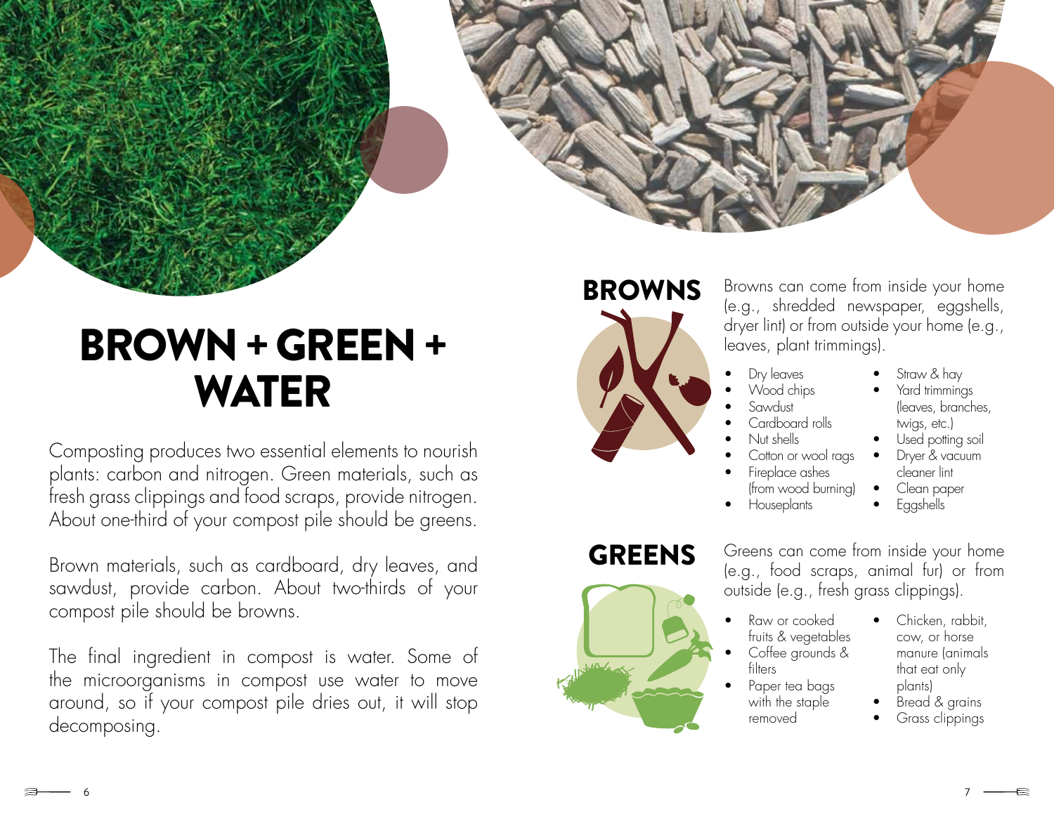# BROWN + GREEN + WATER

Composting produces two essential elements to nourish plants: carbon and nitrogen. Green materials, such as fresh grass clippings and food scraps, provide nitrogen. About one-third of your compost pile should be greens.

Brown materials, such as cardboard, dry leaves, and sawdust, provide carbon. About two-thirds of your compost pile should be browns.

The final ingredient in compost is water. Some of the microorganisms in compost use water to move around, so if your compost pile dries out, it will stop decomposing.

## BROWNS

Browns can come from inside your home (e.g., shredded newspaper, eggshells, dryer lint) or from outside your home (e.g., leaves, plant trimmings).

- Dry leaves
- Wood chips
- Sawdust
- Cardboard rolls
- Nut shells
- Cotton or wool rags
- Fireplace ashes (from wood burning)
- Houseplants
- Straw & hay
- Yard trimmings (leaves, branches, twigs, etc.)
- Used potting soil
- Dryer & vacuum cleaner lint
- Clean paper
- Eggshells

## GREENS

Greens can come from inside your home (e.g., food scraps, animal fur) or from outside (e.g., fresh grass clippings).

- Raw or cooked fruits & vegetables
- Coffee grounds & filters
- Paper tea bags with the staple removed
- Chicken, rabbit, cow, or horse manure (animals that eat only plants)
- Bread & grains
- Grass clippings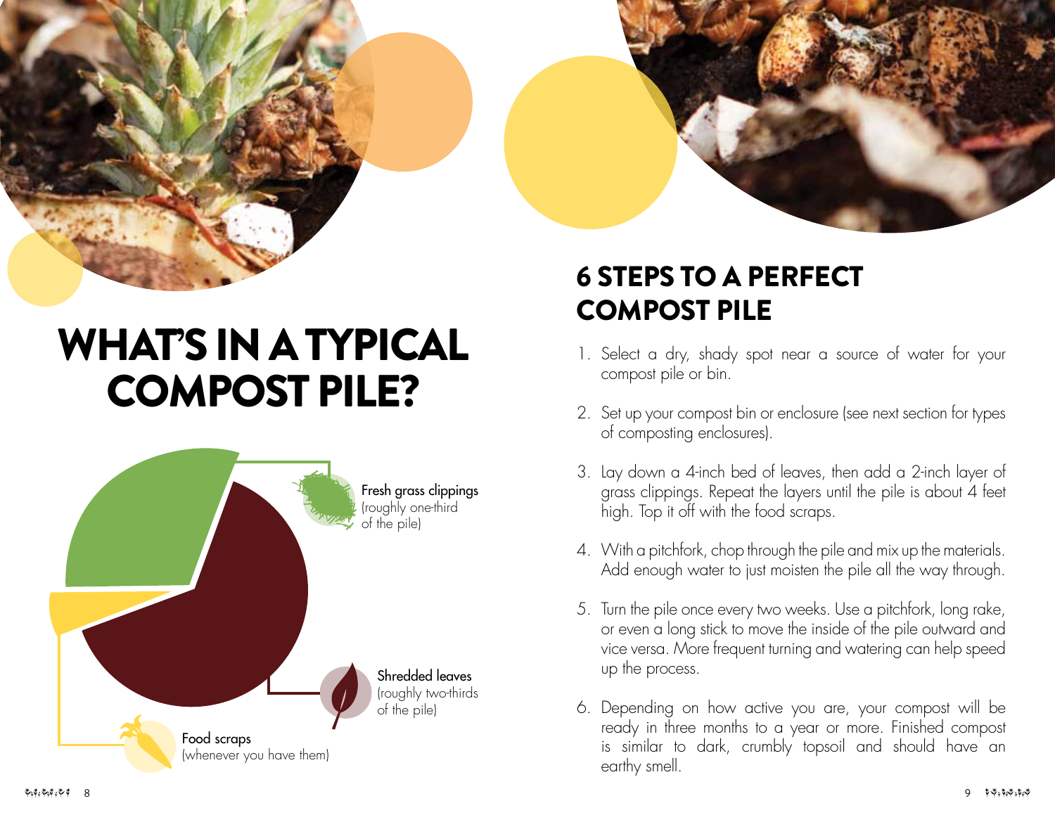# WHAT'S IN A TYPICAL COMPOST PILE?

Fresh grass clippings (roughly one-third of the pile)

Shredded leaves (roughly two-thirds of the pile)

Food scraps (whenever you have them)

## 6 STEPS TO A PERFECT COMPOST PILE

1. Select a dry, shady spot near a source of water for your compost pile or bin.
2. Set up your compost bin or enclosure (see next section for types of composting enclosures).
3. Lay down a 4-inch bed of leaves, then add a 2-inch layer of grass clippings. Repeat the layers until the pile is about 4 feet high. Top it off with the food scraps.
4. With a pitchfork, chop through the pile and mix up the materials. Add enough water to just moisten the pile all the way through.
5. Turn the pile once every two weeks. Use a pitchfork, long rake, or even a long stick to move the inside of the pile outward and vice versa. More frequent turning and watering can help speed up the process.
6. Depending on how active you are, your compost will be ready in three months to a year or more. Finished compost is similar to dark, crumbly topsoil and should have an earthy smell.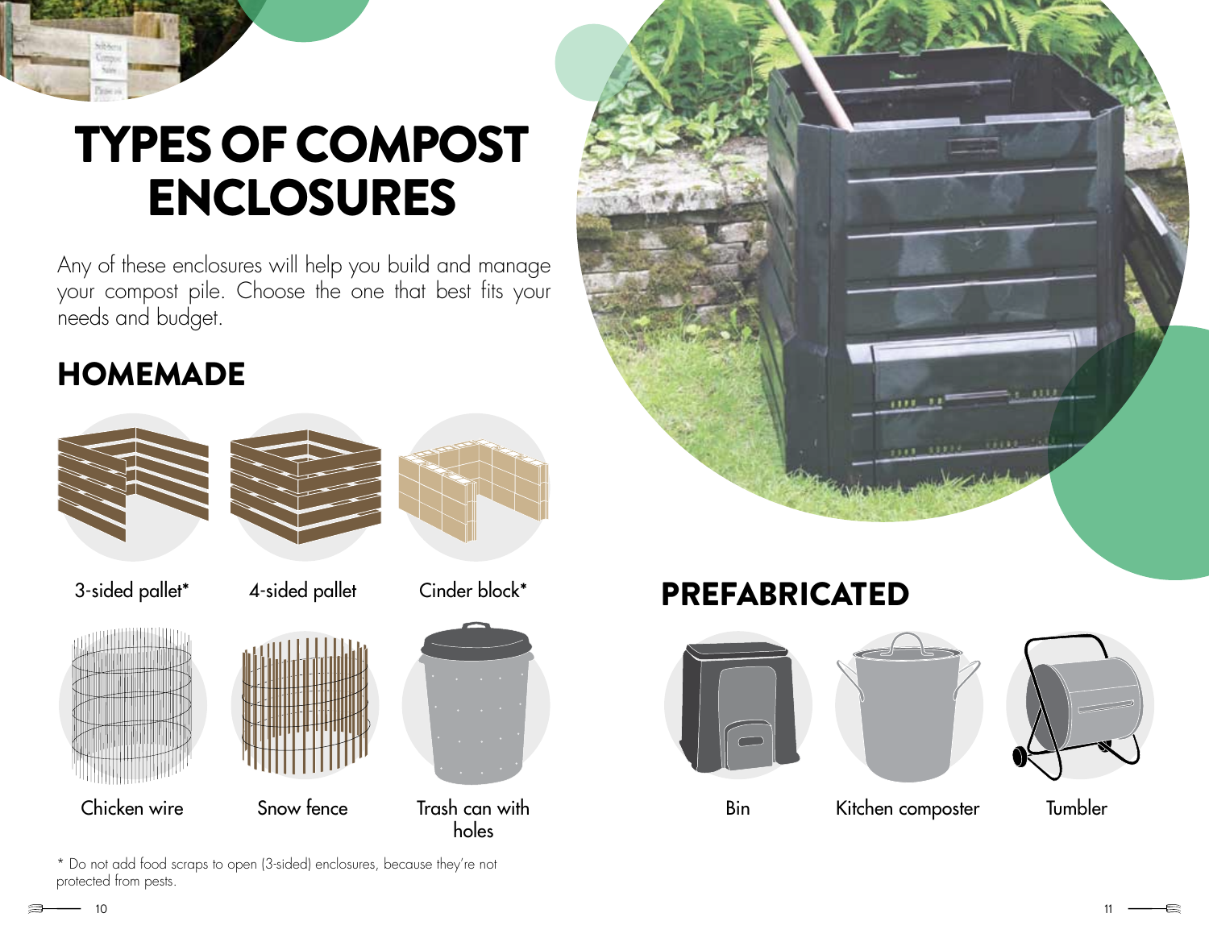# TYPES OF COMPOST ENCLOSURES

Any of these enclosures will help you build and manage your compost pile. Choose the one that best fits your needs and budget.

## HOMEMADE

3-sided pallet*

4-sided pallet

Cinder block*

Chicken wire

Snow fence

Trash can with holes

* Do not add food scraps to open (3-sided) enclosures, because they're not protected from pests.

## PREFABRICATED

Bin

Kitchen composter

Tumbler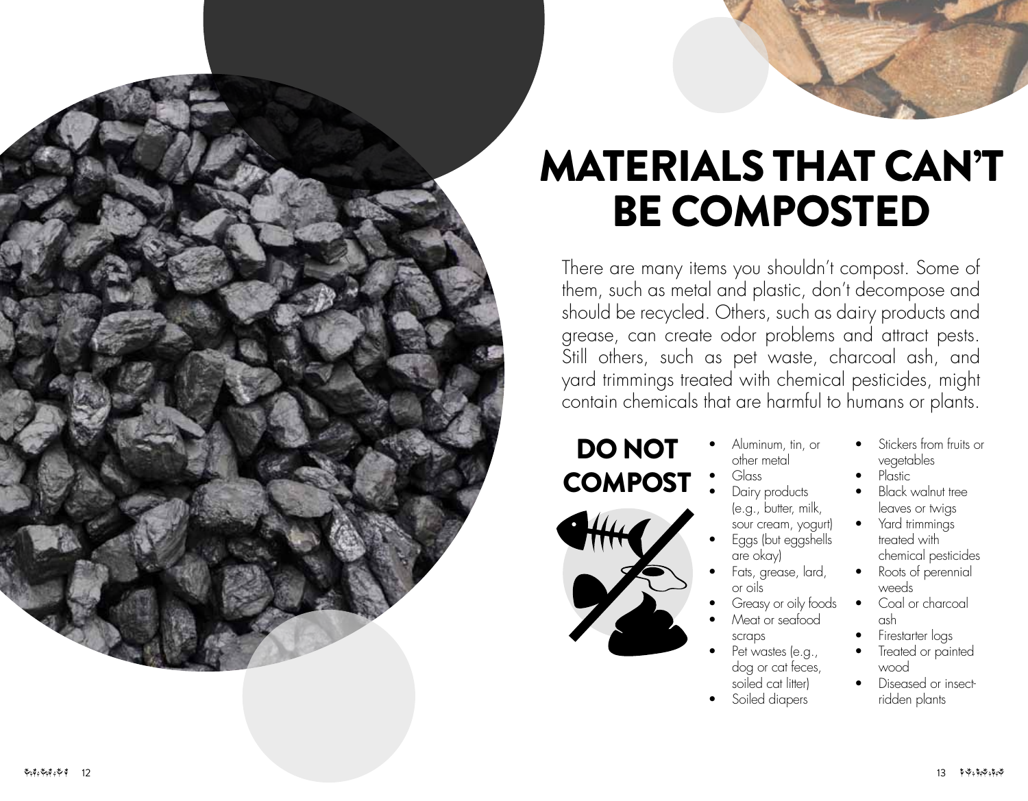# MATERIALS THAT CAN'T BE COMPOSTED

There are many items you shouldn't compost. Some of them, such as metal and plastic, don't decompose and should be recycled. Others, such as dairy products and grease, can create odor problems and attract pests. Still others, such as pet waste, charcoal ash, and yard trimmings treated with chemical pesticides, might contain chemicals that are harmful to humans or plants.

## DO NOT COMPOST

- Aluminum, tin, or other metal
- Glass
- Dairy products (e.g., butter, milk, sour cream, yogurt)
- Eggs (but eggshells are okay)
- Fats, grease, lard, or oils
- Greasy or oily foods
- Meat or seafood scraps
- Pet wastes (e.g., dog or cat feces, soiled cat litter)
- Soiled diapers
- Stickers from fruits or vegetables
- Plastic
- Black walnut tree leaves or twigs
- Yard trimmings treated with chemical pesticides
- Roots of perennial weeds
- Coal or charcoal ash
- Firestarter logs
- Treated or painted wood
- Diseased or insect-ridden plants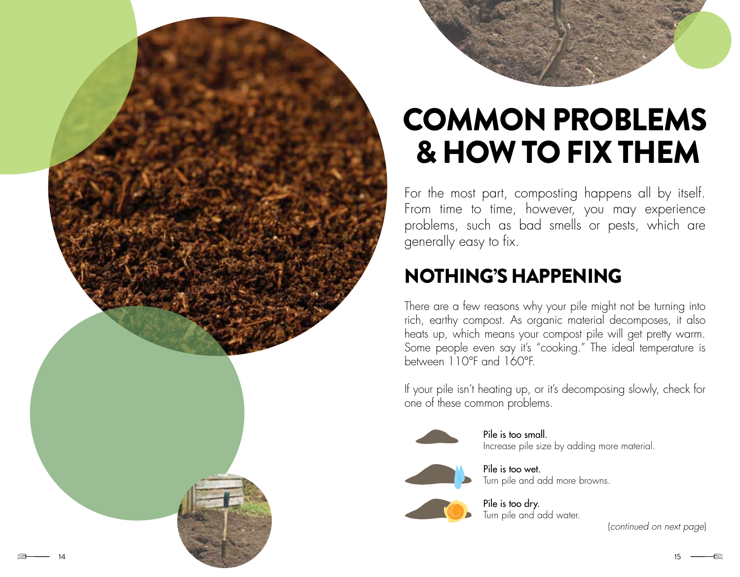# COMMON PROBLEMS & HOW TO FIX THEM

For the most part, composting happens all by itself. From time to time, however, you may experience problems, such as bad smells or pests, which are generally easy to fix.

## NOTHING'S HAPPENING

There are a few reasons why your pile might not be turning into rich, earthy compost. As organic material decomposes, it also heats up, which means your compost pile will get pretty warm. Some people even say it's "cooking." The ideal temperature is between 110°F and 160°F.

If your pile isn't heating up, or it's decomposing slowly, check for one of these common problems.

Pile is too small.
Increase pile size by adding more material.

Pile is too wet.
Turn pile and add more browns.

Pile is too dry.
Turn pile and add water.

(*continued on next page*)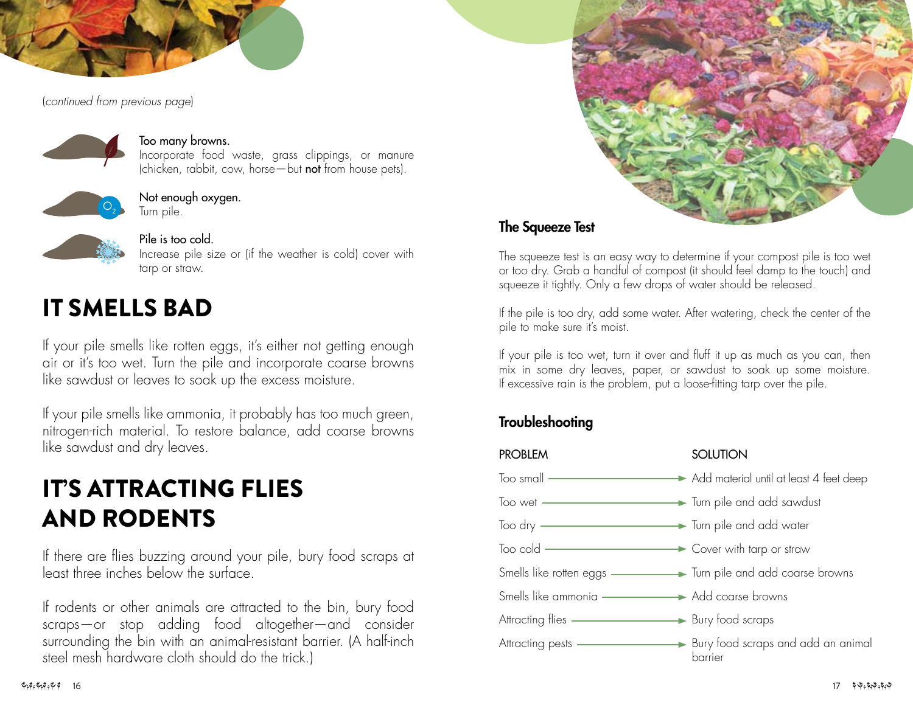(*continued from previous page*)

Too many browns.
Incorporate food waste, grass clippings, or manure (chicken, rabbit, cow, horse—but **not** from house pets).

Not enough oxygen.
Turn pile.

Pile is too cold.
Increase pile size or (if the weather is cold) cover with tarp or straw.

# IT SMELLS BAD

If your pile smells like rotten eggs, it's either not getting enough air or it's too wet. Turn the pile and incorporate coarse browns like sawdust or leaves to soak up the excess moisture.

If your pile smells like ammonia, it probably has too much green, nitrogen-rich material. To restore balance, add coarse browns like sawdust and dry leaves.

# IT'S ATTRACTING FLIES AND RODENTS

If there are flies buzzing around your pile, bury food scraps at least three inches below the surface.

If rodents or other animals are attracted to the bin, bury food scraps—or stop adding food altogether—and consider surrounding the bin with an animal-resistant barrier. (A half-inch steel mesh hardware cloth should do the trick.)

### The Squeeze Test

The squeeze test is an easy way to determine if your compost pile is too wet or too dry. Grab a handful of compost (it should feel damp to the touch) and squeeze it tightly. Only a few drops of water should be released.

If the pile is too dry, add some water. After watering, check the center of the pile to make sure it's moist.

If your pile is too wet, turn it over and fluff it up as much as you can, then mix in some dry leaves, paper, or sawdust to soak up some moisture. If excessive rain is the problem, put a loose-fitting tarp over the pile.

### Troubleshooting

| PROBLEM | SOLUTION |
|---|---|
| Too small | Add material until at least 4 feet deep |
| Too wet | Turn pile and add sawdust |
| Too dry | Turn pile and add water |
| Too cold | Cover with tarp or straw |
| Smells like rotten eggs | Turn pile and add coarse browns |
| Smells like ammonia | Add coarse browns |
| Attracting flies | Bury food scraps |
| Attracting pests | Bury food scraps and add an animal barrier |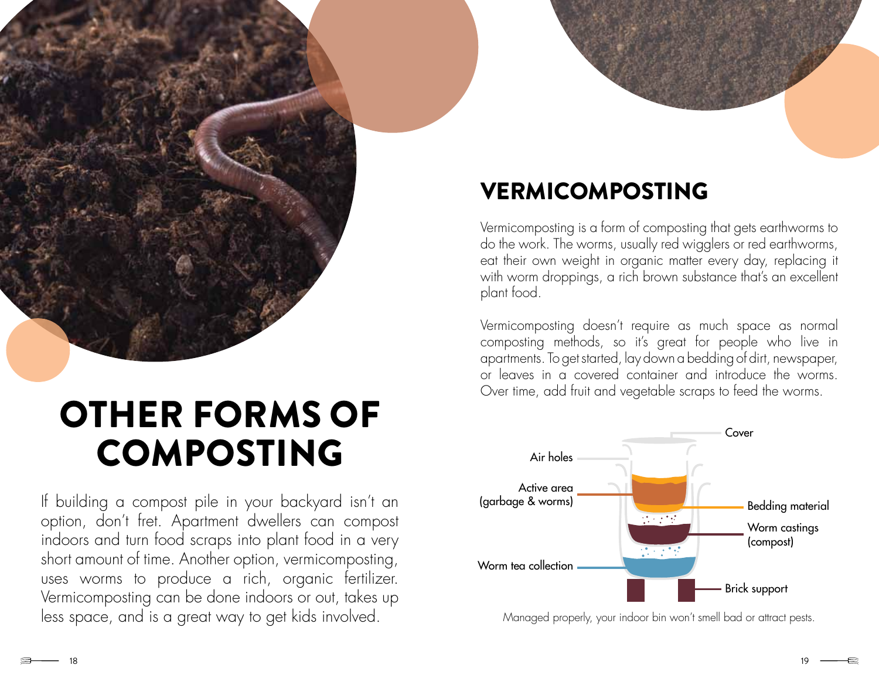# OTHER FORMS OF COMPOSTING

If building a compost pile in your backyard isn't an option, don't fret. Apartment dwellers can compost indoors and turn food scraps into plant food in a very short amount of time. Another option, vermicomposting, uses worms to produce a rich, organic fertilizer. Vermicomposting can be done indoors or out, takes up less space, and is a great way to get kids involved.

## VERMICOMPOSTING

Vermicomposting is a form of composting that gets earthworms to do the work. The worms, usually red wigglers or red earthworms, eat their own weight in organic matter every day, replacing it with worm droppings, a rich brown substance that's an excellent plant food.

Vermicomposting doesn't require as much space as normal composting methods, so it's great for people who live in apartments. To get started, lay down a bedding of dirt, newspaper, or leaves in a covered container and introduce the worms. Over time, add fruit and vegetable scraps to feed the worms.

Cover

Air holes

Active area (garbage & worms)

Bedding material

Worm castings (compost)

Worm tea collection

Brick support

Managed properly, your indoor bin won't smell bad or attract pests.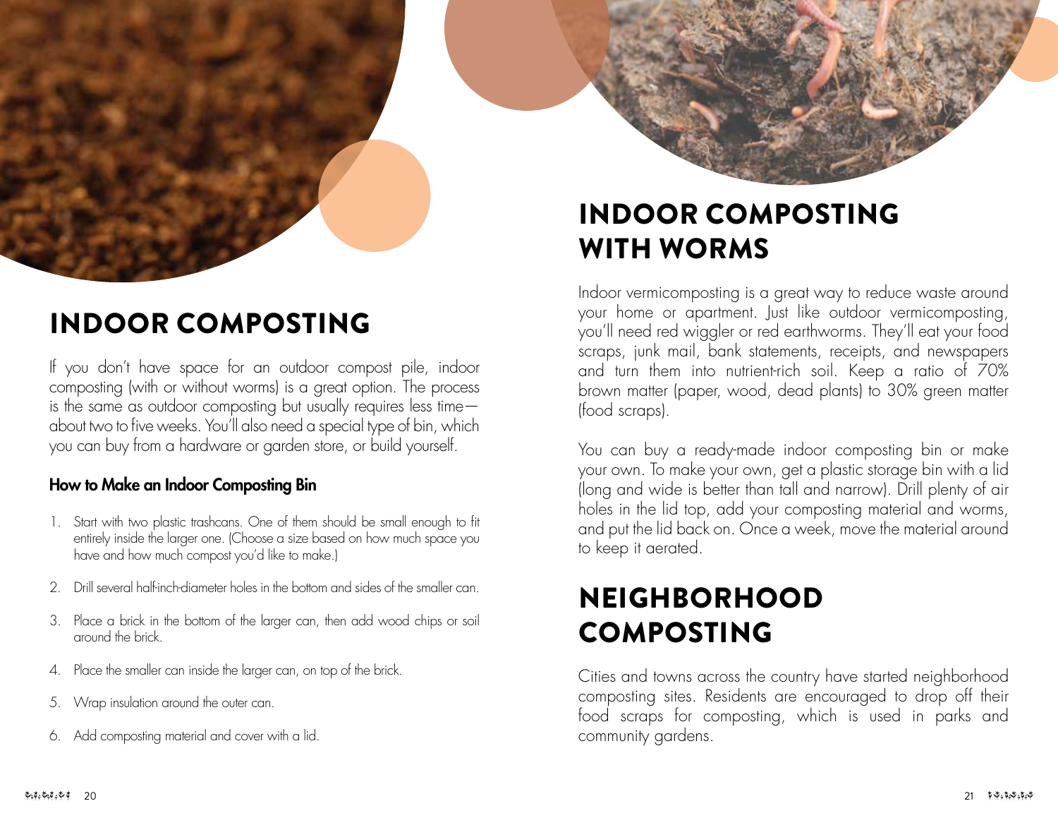## INDOOR COMPOSTING

If you don't have space for an outdoor compost pile, indoor composting (with or without worms) is a great option. The process is the same as outdoor composting but usually requires less time—about two to five weeks. You'll also need a special type of bin, which you can buy from a hardware or garden store, or build yourself.

### How to Make an Indoor Composting Bin

1. Start with two plastic trashcans. One of them should be small enough to fit entirely inside the larger one. (Choose a size based on how much space you have and how much compost you'd like to make.)
2. Drill several half-inch-diameter holes in the bottom and sides of the smaller can.
3. Place a brick in the bottom of the larger can, then add wood chips or soil around the brick.
4. Place the smaller can inside the larger can, on top of the brick.
5. Wrap insulation around the outer can.
6. Add composting material and cover with a lid.

## INDOOR COMPOSTING WITH WORMS

Indoor vermicomposting is a great way to reduce waste around your home or apartment. Just like outdoor vermicomposting, you'll need red wiggler or red earthworms. They'll eat your food scraps, junk mail, bank statements, receipts, and newspapers and turn them into nutrient-rich soil. Keep a ratio of 70% brown matter (paper, wood, dead plants) to 30% green matter (food scraps).

You can buy a ready-made indoor composting bin or make your own. To make your own, get a plastic storage bin with a lid (long and wide is better than tall and narrow). Drill plenty of air holes in the lid top, add your composting material and worms, and put the lid back on. Once a week, move the material around to keep it aerated.

## NEIGHBORHOOD COMPOSTING

Cities and towns across the country have started neighborhood composting sites. Residents are encouraged to drop off their food scraps for composting, which is used in parks and community gardens.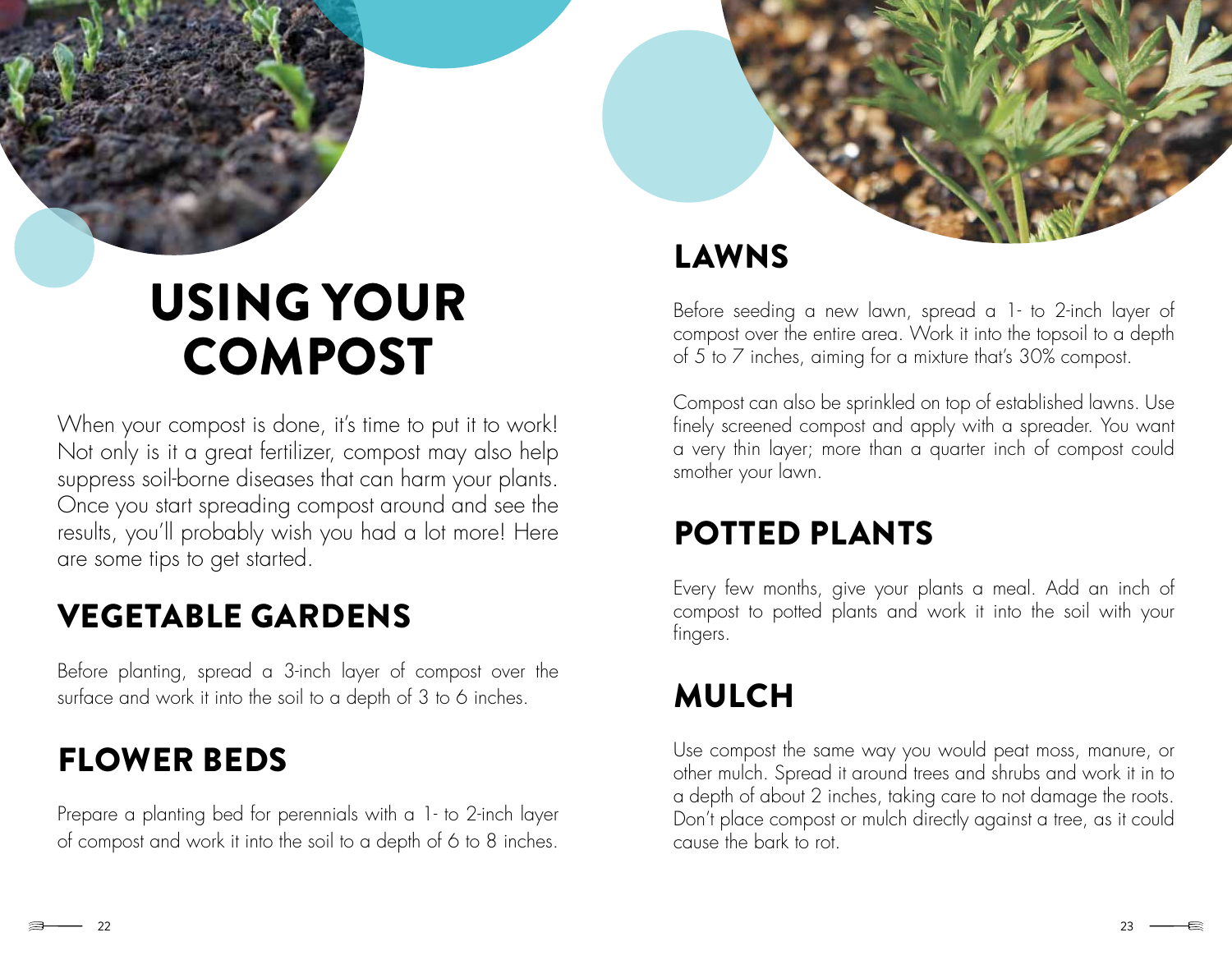# USING YOUR COMPOST

When your compost is done, it's time to put it to work! Not only is it a great fertilizer, compost may also help suppress soil-borne diseases that can harm your plants. Once you start spreading compost around and see the results, you'll probably wish you had a lot more! Here are some tips to get started.

## VEGETABLE GARDENS

Before planting, spread a 3-inch layer of compost over the surface and work it into the soil to a depth of 3 to 6 inches.

## FLOWER BEDS

Prepare a planting bed for perennials with a 1- to 2-inch layer of compost and work it into the soil to a depth of 6 to 8 inches.

## LAWNS

Before seeding a new lawn, spread a 1- to 2-inch layer of compost over the entire area. Work it into the topsoil to a depth of 5 to 7 inches, aiming for a mixture that's 30% compost.

Compost can also be sprinkled on top of established lawns. Use finely screened compost and apply with a spreader. You want a very thin layer; more than a quarter inch of compost could smother your lawn.

## POTTED PLANTS

Every few months, give your plants a meal. Add an inch of compost to potted plants and work it into the soil with your fingers.

## MULCH

Use compost the same way you would peat moss, manure, or other mulch. Spread it around trees and shrubs and work it in to a depth of about 2 inches, taking care to not damage the roots. Don't place compost or mulch directly against a tree, as it could cause the bark to rot.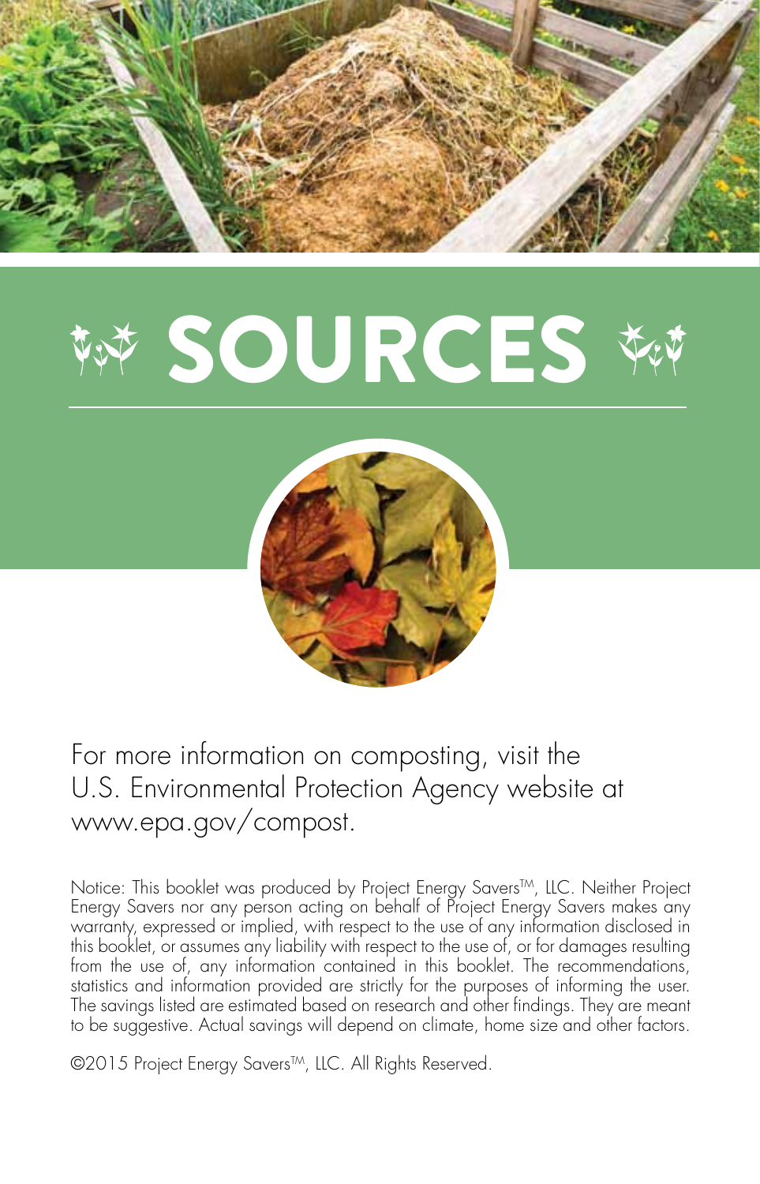# SOURCES

For more information on composting, visit the U.S. Environmental Protection Agency website at www.epa.gov/compost.

Notice: This booklet was produced by Project Energy Savers™, LLC. Neither Project Energy Savers nor any person acting on behalf of Project Energy Savers makes any warranty, expressed or implied, with respect to the use of any information disclosed in this booklet, or assumes any liability with respect to the use of, or for damages resulting from the use of, any information contained in this booklet. The recommendations, statistics and information provided are strictly for the purposes of informing the user. The savings listed are estimated based on research and other findings. They are meant to be suggestive. Actual savings will depend on climate, home size and other factors.

©2015 Project Energy Savers™, LLC. All Rights Reserved.